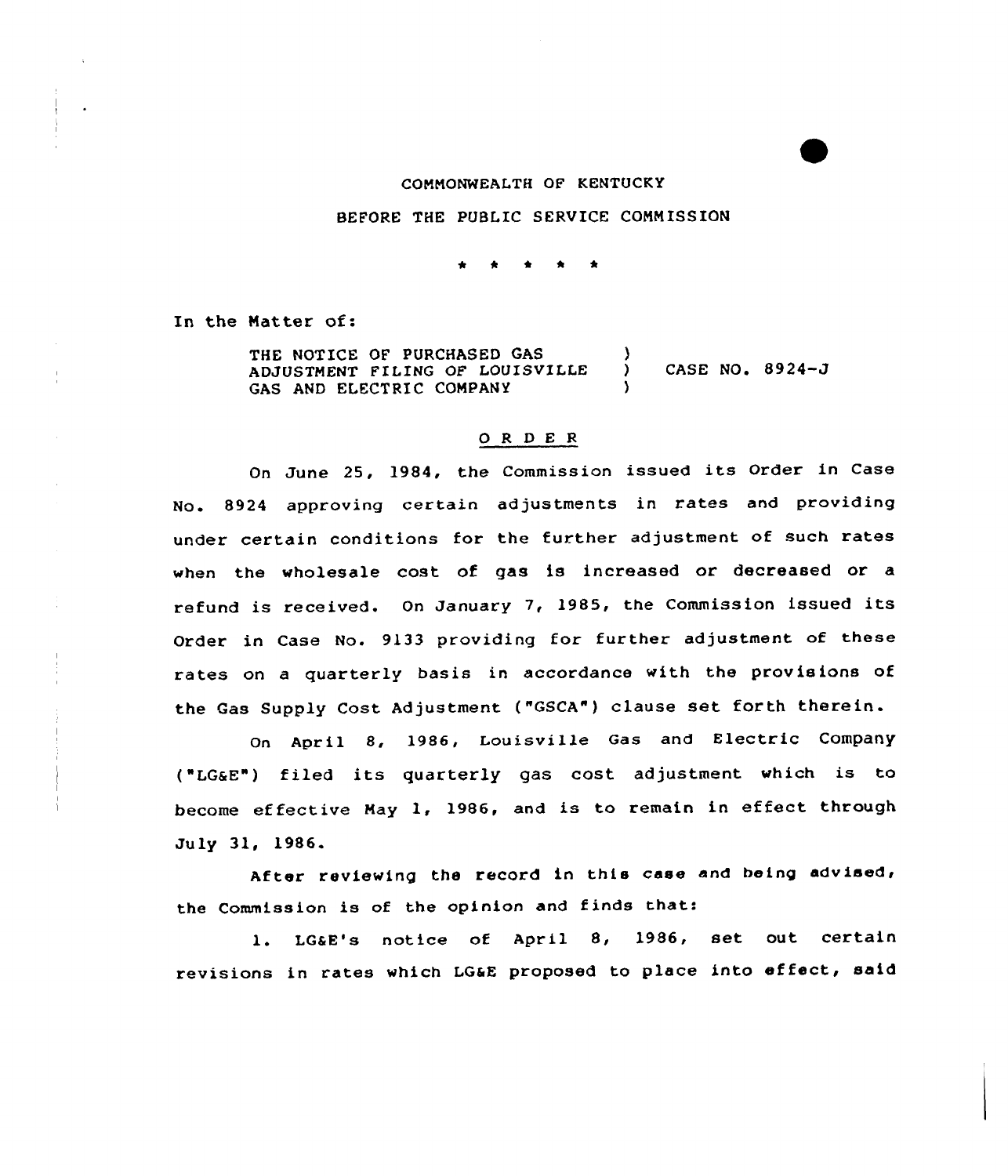COMMONWEALTH OF KENTUCKY

BEFORE THE PUBLIC SERVICE COMMISSION

\* \* \* \* \*

In the Matter of:

| | | |
|---|---|---|
| THE NOTICE OF PURCHASED GAS ADJUSTMENT FILING OF LOUISVILLE GAS AND ELECTRIC COMPANY | ) ) ) | CASE NO. 8924-J |

## O R D E R

On June 25, 1984, the Commission issued its Order in Case No. 8924 approving certain adjustments in rates and providing under certain conditions for the further adjustment of such rates when the wholesale cost of gas is increased or decreased or a refund is received. On January 7, 1985, the Commission issued its Order in Case No. 9133 providing for further adjustment of these rates on a quarterly basis in accordance with the provisions of the Gas Supply Cost Adjustment ("GSCA") clause set forth therein.

On April 8, 1986, Louisville Gas and Electric Company ("LG&E") filed its quarterly gas cost adjustment which is to become effective May 1, 1986, and is to remain in effect through July 31, 1986.

After reviewing the record in this case and being advised, the Commission is of the opinion and finds that:

1. LG&E's notice of April 8, 1986, set out certain revisions in rates which LG&E proposed to place into effect, said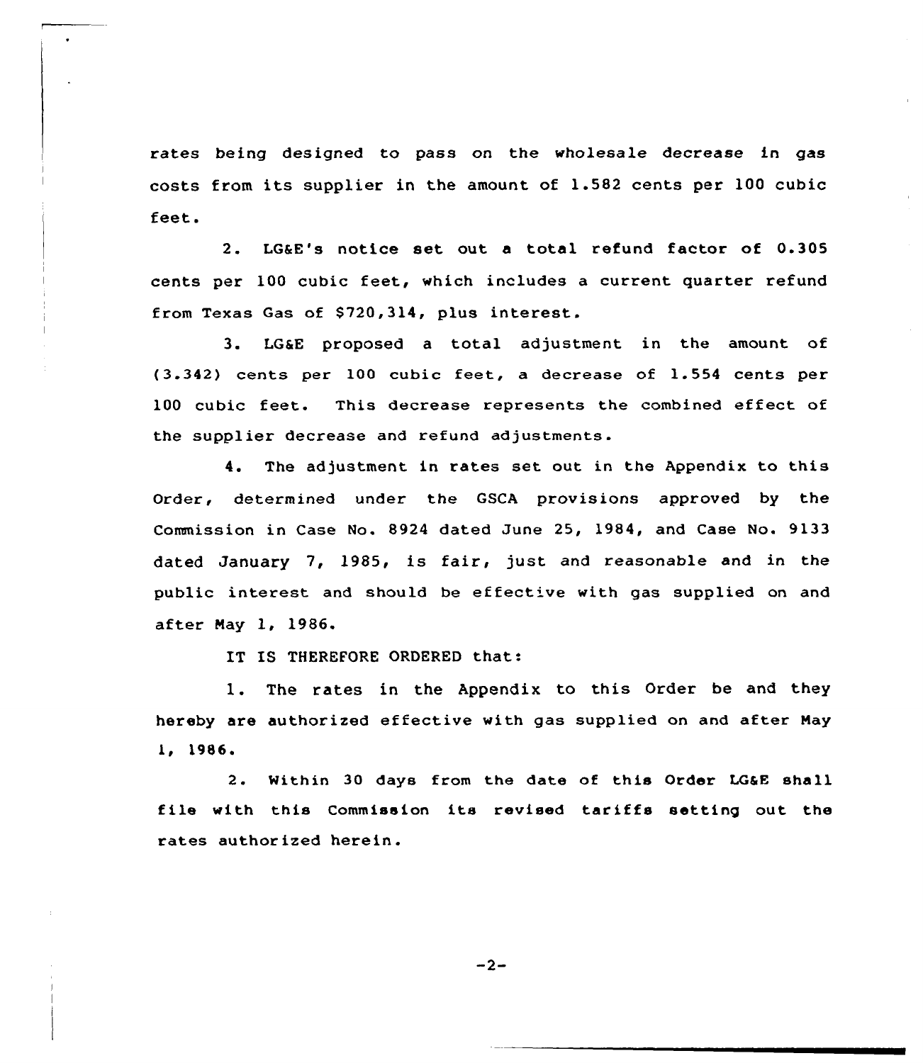rates being designed to pass on the wholesale decrease in gas costs from its supplier in the amount of 1.582 cents per 100 cubic feet.

2. LG&E's notice set out a total refund factor of 0.305 cents per 100 cubic feet, which includes a current quarter refund from Texas Gas of $720,314, plus interest.

3. LG&E proposed a total adjustment in the amount of (3.342) cents per 100 cubic feet, a decrease of 1.554 cents per 100 cubic feet. This decrease represents the combined effect of the supplier decrease and refund adjustments.

4. The adjustment in rates set out in the Appendix to this Order, determined under the GSCA provisions approved by the Commission in Case No. 8924 dated June 25, 1984, and Case No. 9133 dated January 7, 1985, is fair, just and reasonable and in the public interest and should be effective with gas supplied on and after May 1, 1986.

IT IS THEREFORE ORDERED that:

1. The rates in the Appendix to this Order be and they hereby are authorized effective with gas supplied on and after May 1, 1986.

2. Within 30 days from the date of this Order LG&E shall file with this Commission its revised tariffs setting out the rates authorized herein.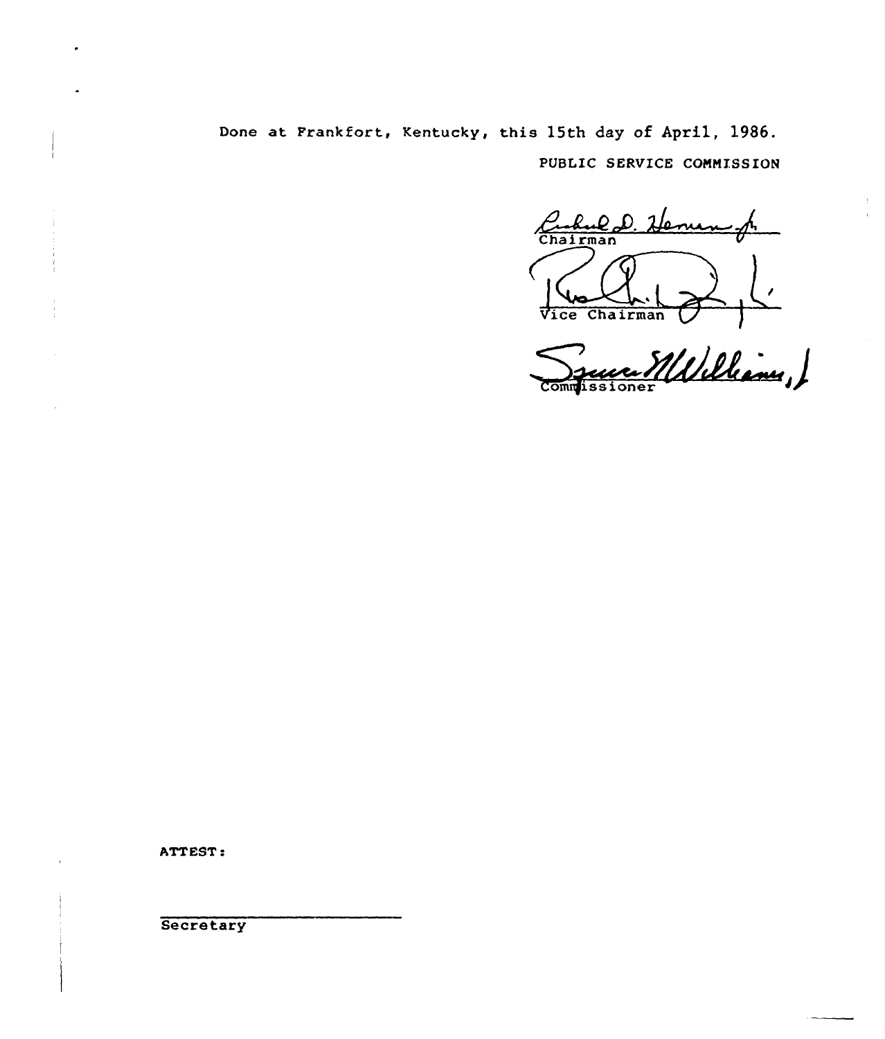Done at Frankfort, Kentucky, this 15th day of April, 1986.

PUBLIC SERVICE COMMISSION

Chairman

Vice Chairman

Commissioner

ATTEST:

Secretary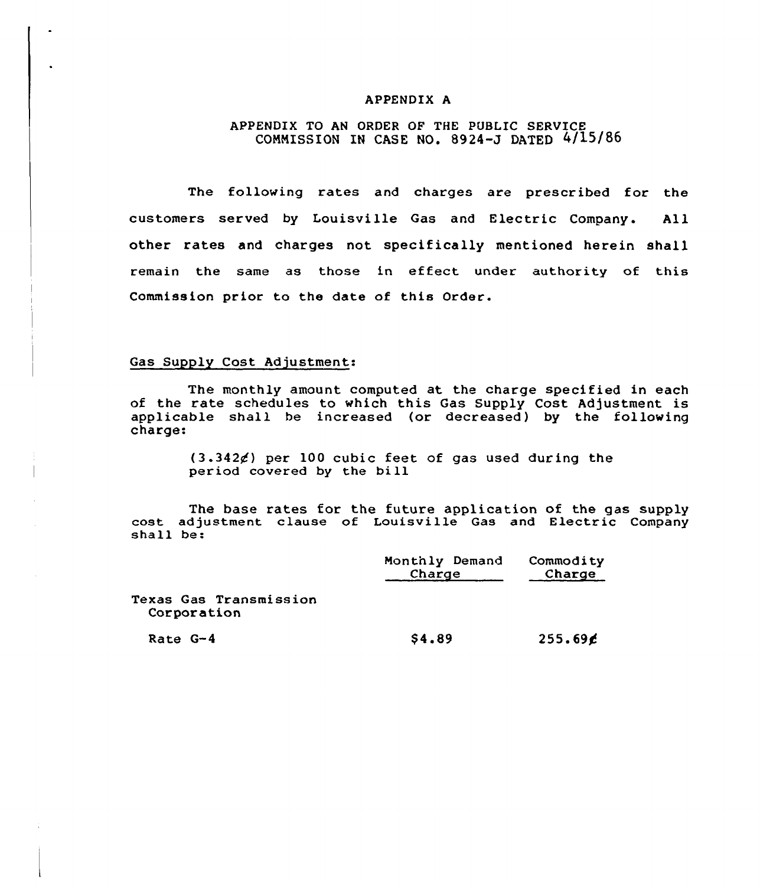# APPENDIX A

## APPENDIX TO AN ORDER OF THE PUBLIC SERVICE COMMISSION IN CASE NO. 8924-J DATED 4/15/86

The following rates and charges are prescribed for the customers served by Louisville Gas and Electric Company. All other rates and charges not specifically mentioned herein shall remain the same as those in effect under authority of this Commission prior to the date of this Order.

Gas Supply Cost Adjustment:

The monthly amount computed at the charge specified in each of the rate schedules to which this Gas Supply Cost Adjustment is applicable shall be increased (or decreased) by the following charge:

> (3.342¢) per 100 cubic feet of gas used during the period covered by the bill

The base rates for the future application of the gas supply cost adjustment clause of Louisville Gas and Electric Company shall be:

| | Monthly Demand Charge | Commodity Charge |
|---|---|---|
| Texas Gas Transmission Corporation | | |
| Rate G-4 | $4.89 | 255.69¢ |